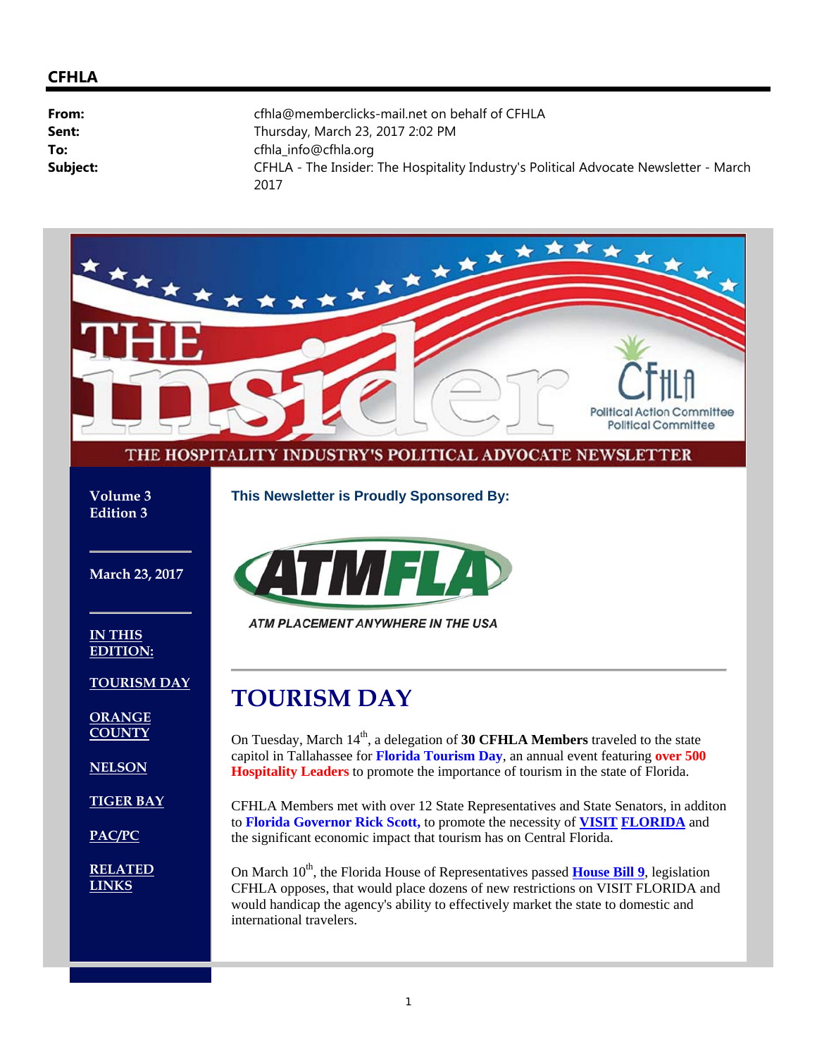**CFHLA**

**From:** cfhla@memberclicks-mail.net on behalf of CFHLA
**Sent:** Thursday, March 23, 2017 2:02 PM
**To:** cfhla_info@cfhla.org
**Subject:** CFHLA - The Insider: The Hospitality Industry's Political Advocate Newsletter - March 2017

# THE insider

CFHLA Political Action Committee Political Committee

THE HOSPITALITY INDUSTRY'S POLITICAL ADVOCATE NEWSLETTER

**Volume 3**
**Edition 3**

**March 23, 2017**

**IN THIS EDITION:**

- TOURISM DAY
- ORANGE COUNTY
- NELSON
- TIGER BAY
- PAC/PC
- RELATED LINKS

**This Newsletter is Proudly Sponsored By:**

ATMFLA

ATM PLACEMENT ANYWHERE IN THE USA

---

# TOURISM DAY

On Tuesday, March 14th, a delegation of **30 CFHLA Members** traveled to the state capitol in Tallahassee for **Florida Tourism Day**, an annual event featuring **over 500 Hospitality Leaders** to promote the importance of tourism in the state of Florida.

CFHLA Members met with over 12 State Representatives and State Senators, in additon to **Florida Governor Rick Scott,** to promote the necessity of **VISIT FLORIDA** and the significant economic impact that tourism has on Central Florida.

On March 10th, the Florida House of Representatives passed **House Bill 9**, legislation CFHLA opposes, that would place dozens of new restrictions on VISIT FLORIDA and would handicap the agency's ability to effectively market the state to domestic and international travelers.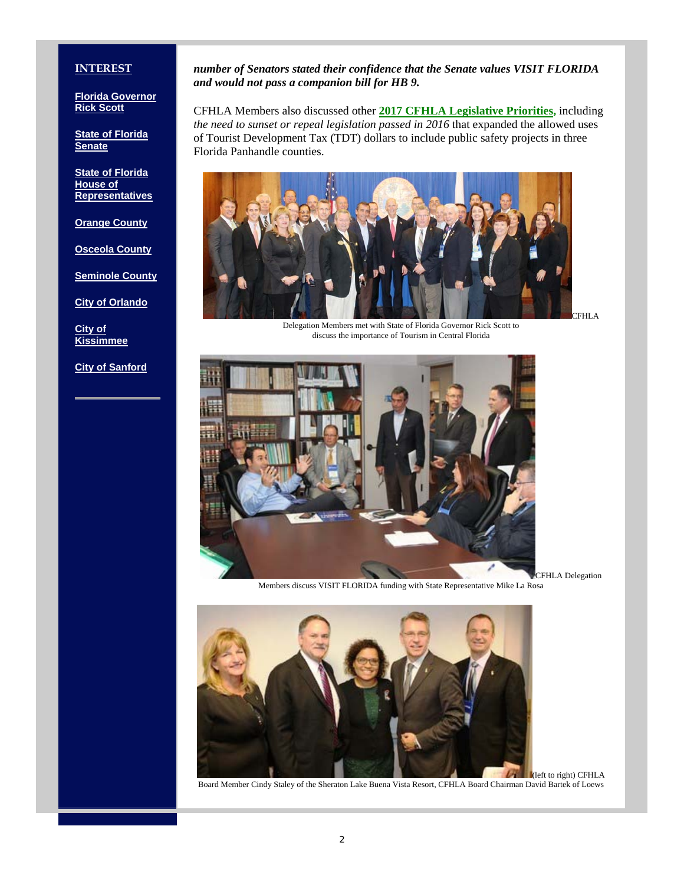**INTEREST**

**Florida Governor Rick Scott**

**State of Florida Senate**

**State of Florida House of Representatives**

**Orange County**

**Osceola County**

**Seminole County**

**City of Orlando**

**City of Kissimmee**

**City of Sanford**

***number of Senators stated their confidence that the Senate values VISIT FLORIDA and would not pass a companion bill for HB 9.***

CFHLA Members also discussed other **2017 CFHLA Legislative Priorities,** including *the need to sunset or repeal legislation passed in 2016* that expanded the allowed uses of Tourist Development Tax (TDT) dollars to include public safety projects in three Florida Panhandle counties.

CFHLA Delegation Members met with State of Florida Governor Rick Scott to discuss the importance of Tourism in Central Florida

CFHLA Delegation Members discuss VISIT FLORIDA funding with State Representative Mike La Rosa

(left to right) CFHLA Board Member Cindy Staley of the Sheraton Lake Buena Vista Resort, CFHLA Board Chairman David Bartek of Loews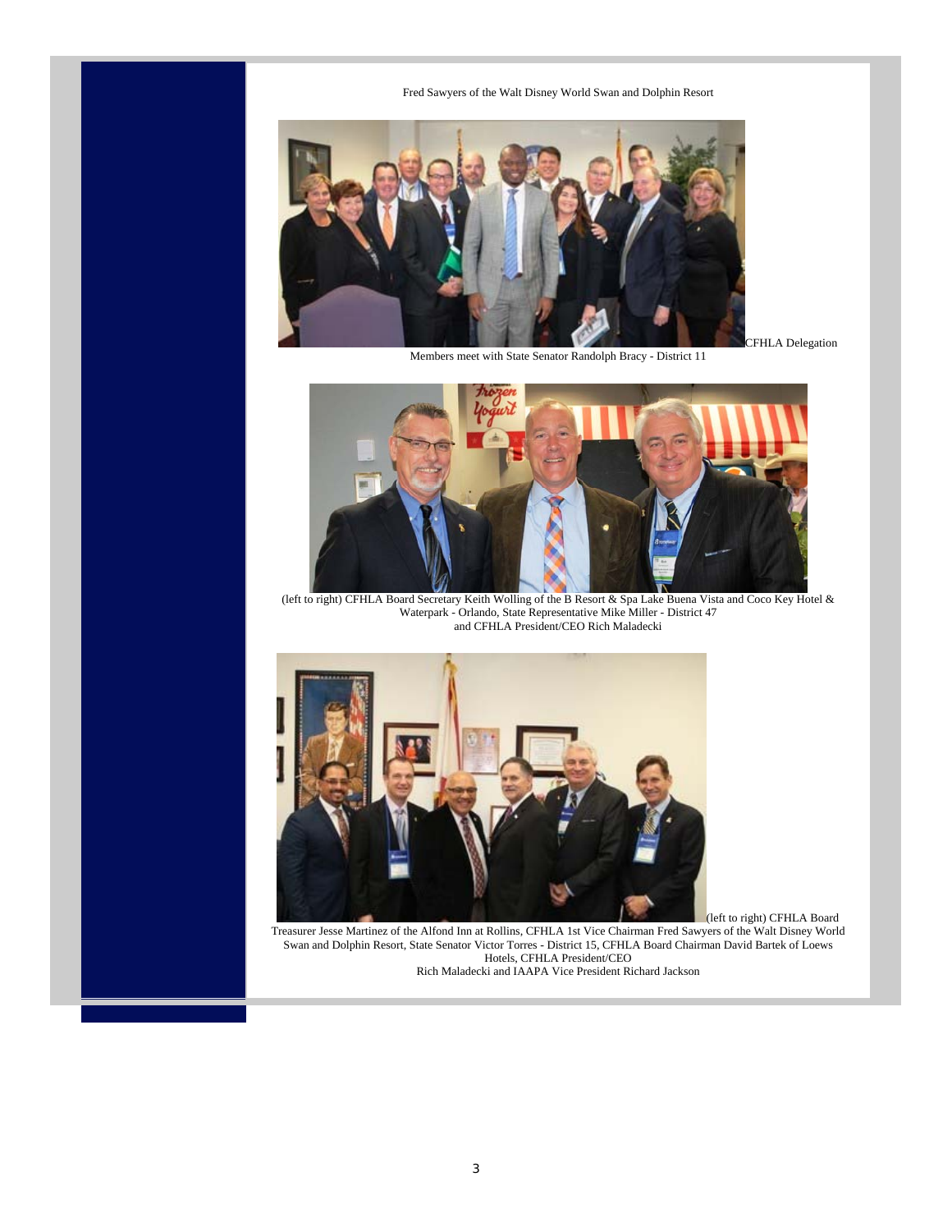Fred Sawyers of the Walt Disney World Swan and Dolphin Resort

CFHLA Delegation Members meet with State Senator Randolph Bracy - District 11

(left to right) CFHLA Board Secretary Keith Wolling of the B Resort & Spa Lake Buena Vista and Coco Key Hotel & Waterpark - Orlando, State Representative Mike Miller - District 47 and CFHLA President/CEO Rich Maladecki

(left to right) CFHLA Board Treasurer Jesse Martinez of the Alfond Inn at Rollins, CFHLA 1st Vice Chairman Fred Sawyers of the Walt Disney World Swan and Dolphin Resort, State Senator Victor Torres - District 15, CFHLA Board Chairman David Bartek of Loews Hotels, CFHLA President/CEO Rich Maladecki and IAAPA Vice President Richard Jackson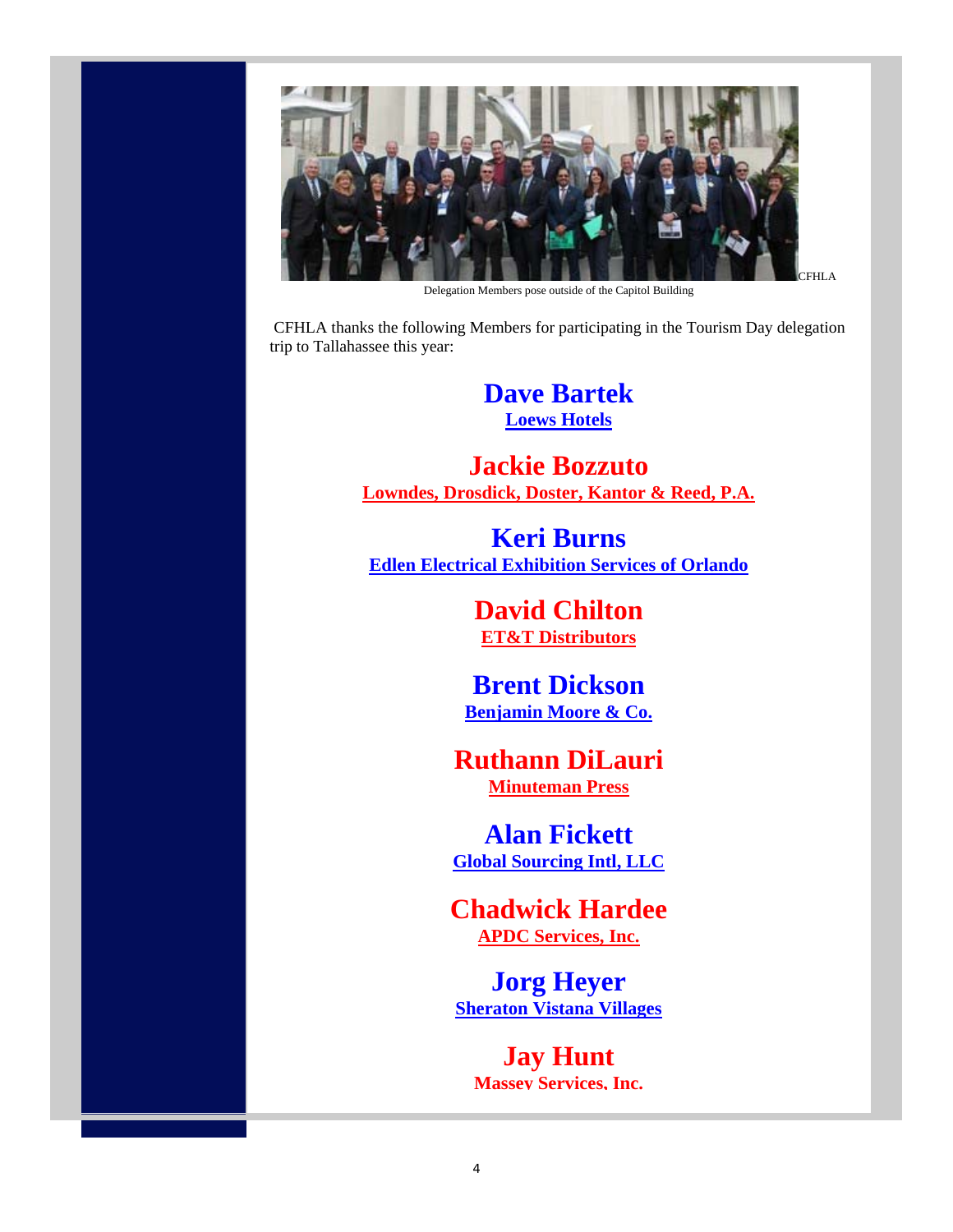CFHLA

Delegation Members pose outside of the Capitol Building

CFHLA thanks the following Members for participating in the Tourism Day delegation trip to Tallahassee this year:

**Dave Bartek**
**Loews Hotels**

**Jackie Bozzuto**
**Lowndes, Drosdick, Doster, Kantor & Reed, P.A.**

**Keri Burns**
**Edlen Electrical Exhibition Services of Orlando**

**David Chilton**
**ET&T Distributors**

**Brent Dickson**
**Benjamin Moore & Co.**

**Ruthann DiLauri**
**Minuteman Press**

**Alan Fickett**
**Global Sourcing Intl, LLC**

**Chadwick Hardee**
**APDC Services, Inc.**

**Jorg Heyer**
**Sheraton Vistana Villages**

**Jay Hunt**
**Massey Services, Inc.**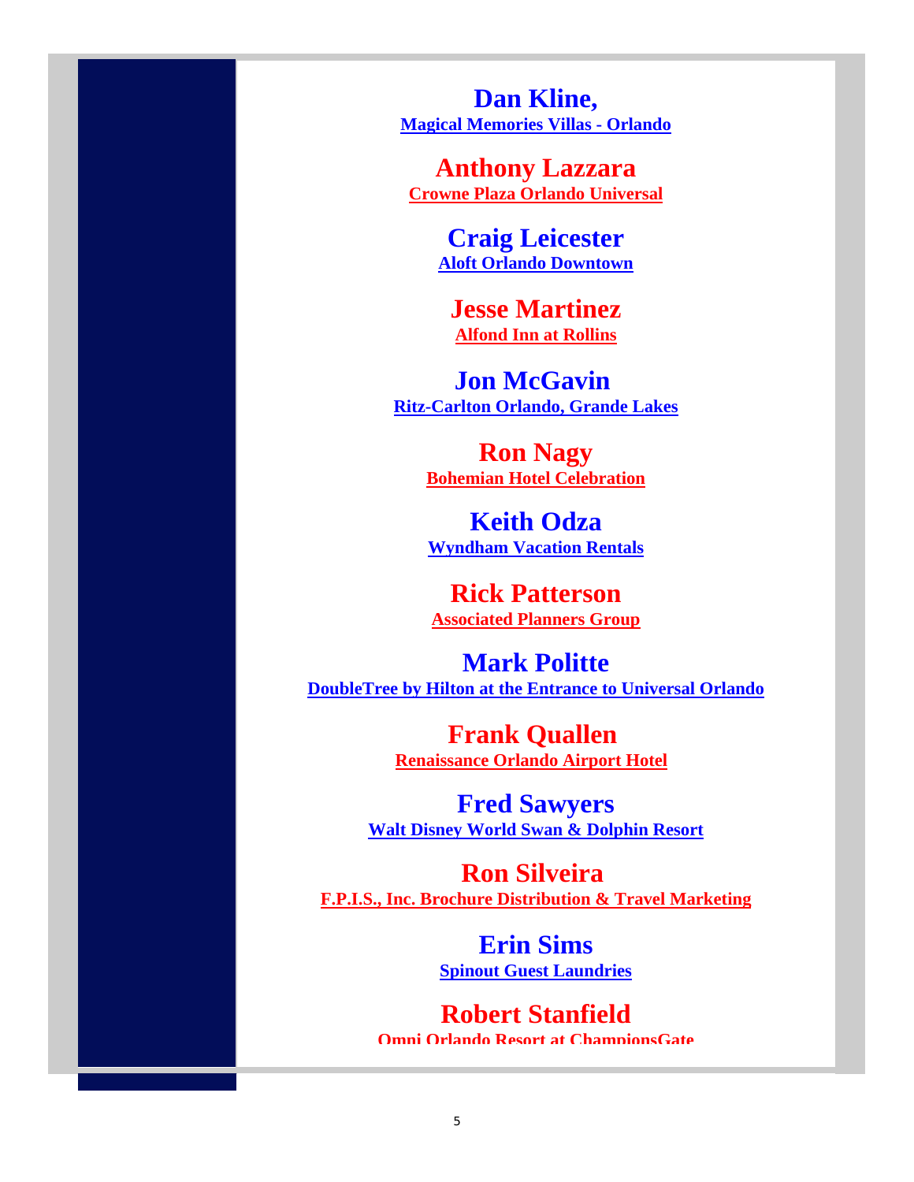**Dan Kline,**
**Magical Memories Villas - Orlando**

**Anthony Lazzara**
**Crowne Plaza Orlando Universal**

**Craig Leicester**
**Aloft Orlando Downtown**

**Jesse Martinez**
**Alfond Inn at Rollins**

**Jon McGavin**
**Ritz-Carlton Orlando, Grande Lakes**

**Ron Nagy**
**Bohemian Hotel Celebration**

**Keith Odza**
**Wyndham Vacation Rentals**

**Rick Patterson**
**Associated Planners Group**

**Mark Politte**
**DoubleTree by Hilton at the Entrance to Universal Orlando**

**Frank Quallen**
**Renaissance Orlando Airport Hotel**

**Fred Sawyers**
**Walt Disney World Swan & Dolphin Resort**

**Ron Silveira**
**F.P.I.S., Inc. Brochure Distribution & Travel Marketing**

**Erin Sims**
**Spinout Guest Laundries**

**Robert Stanfield**
**Omni Orlando Resort at ChampionsGate**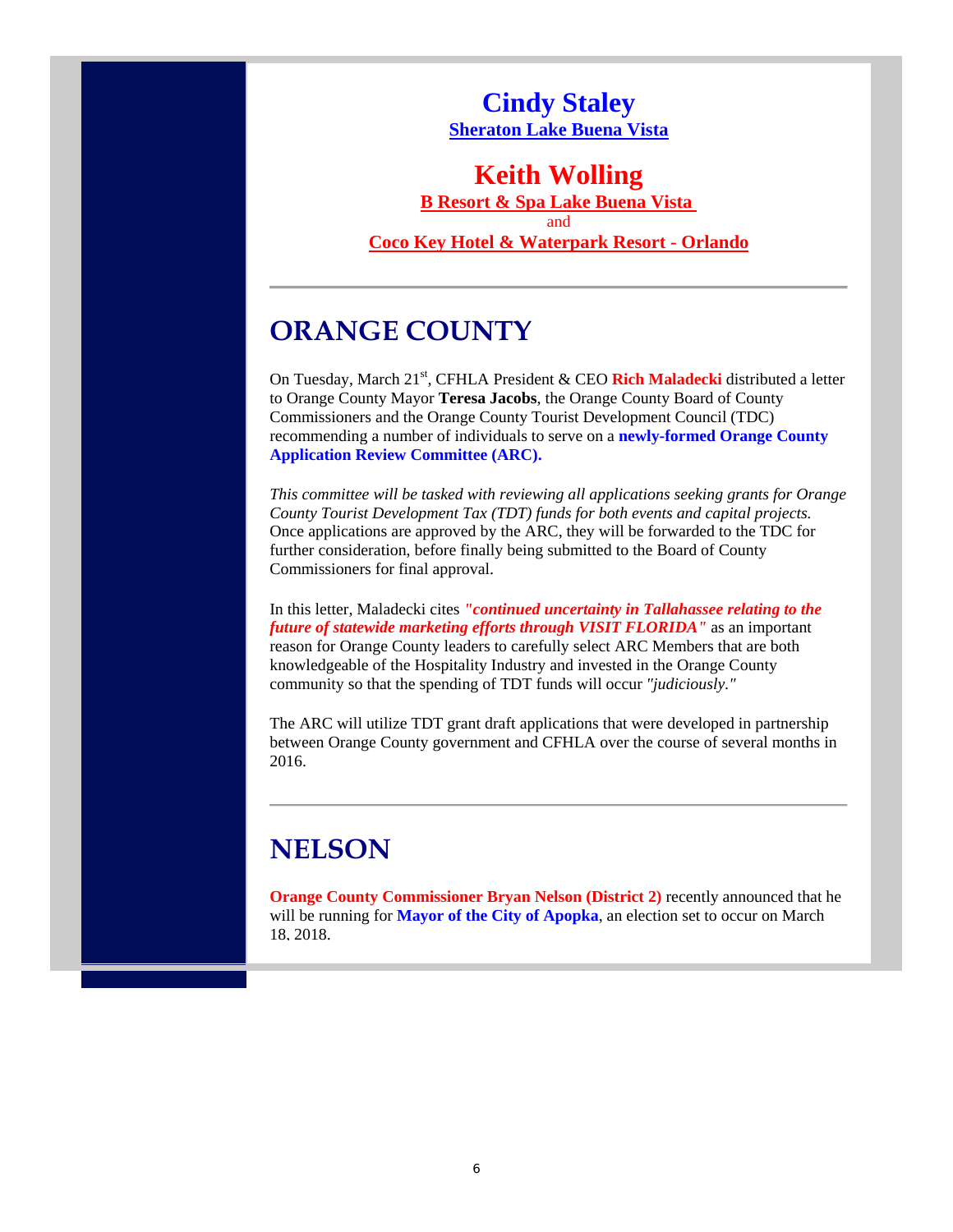**Cindy Staley**
**Sheraton Lake Buena Vista**

**Keith Wolling**
**B Resort & Spa Lake Buena Vista**
and
**Coco Key Hotel & Waterpark Resort - Orlando**

---

## ORANGE COUNTY

On Tuesday, March 21st, CFHLA President & CEO **Rich Maladecki** distributed a letter to Orange County Mayor **Teresa Jacobs**, the Orange County Board of County Commissioners and the Orange County Tourist Development Council (TDC) recommending a number of individuals to serve on a **newly-formed Orange County Application Review Committee (ARC).**

*This committee will be tasked with reviewing all applications seeking grants for Orange County Tourist Development Tax (TDT) funds for both events and capital projects.* Once applications are approved by the ARC, they will be forwarded to the TDC for further consideration, before finally being submitted to the Board of County Commissioners for final approval.

In this letter, Maladecki cites ***"continued uncertainty in Tallahassee relating to the future of statewide marketing efforts through VISIT FLORIDA"*** as an important reason for Orange County leaders to carefully select ARC Members that are both knowledgeable of the Hospitality Industry and invested in the Orange County community so that the spending of TDT funds will occur *"judiciously."*

The ARC will utilize TDT grant draft applications that were developed in partnership between Orange County government and CFHLA over the course of several months in 2016.

---

## NELSON

**Orange County Commissioner Bryan Nelson (District 2)** recently announced that he will be running for **Mayor of the City of Apopka**, an election set to occur on March 18, 2018.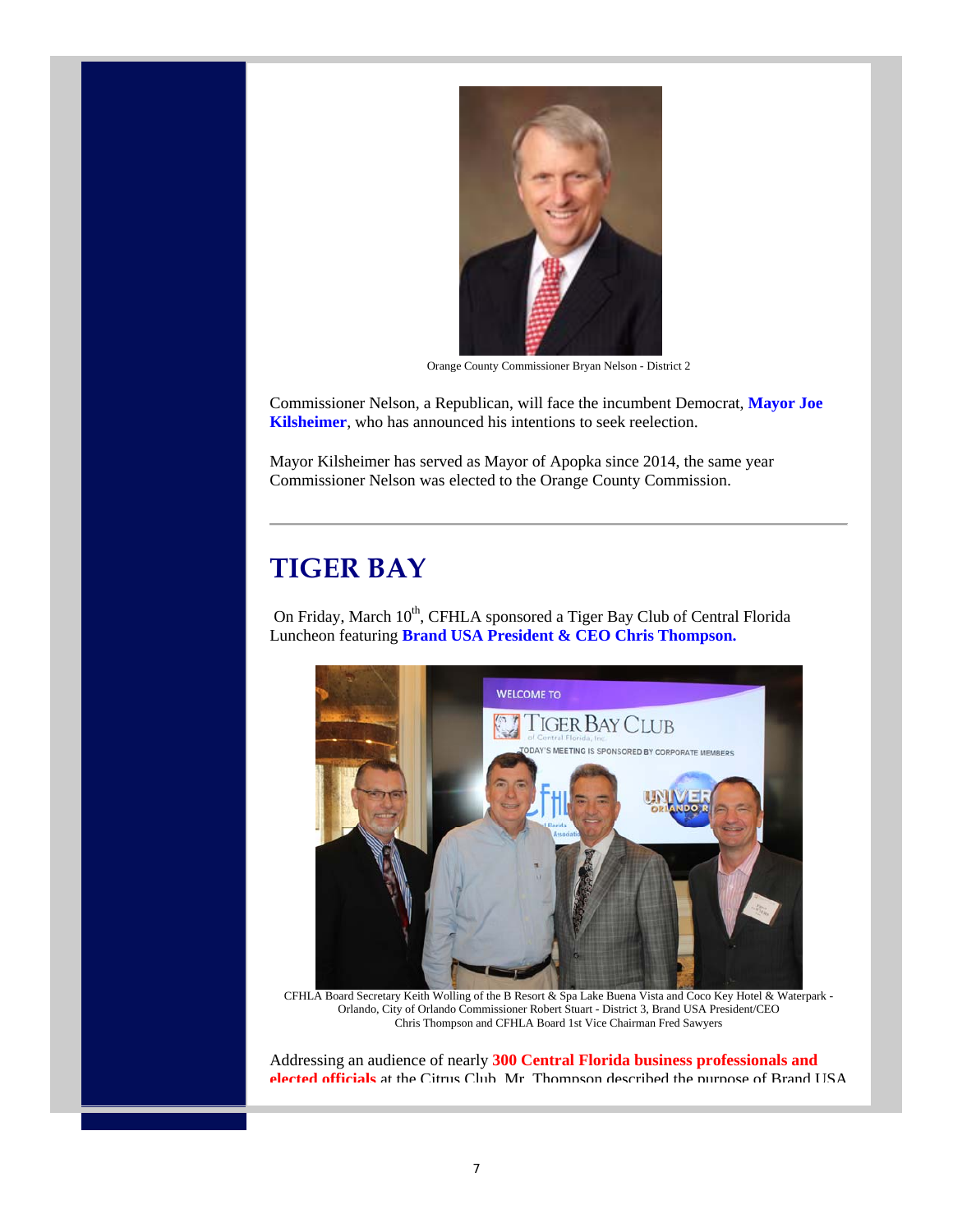Orange County Commissioner Bryan Nelson - District 2

Commissioner Nelson, a Republican, will face the incumbent Democrat, **Mayor Joe Kilsheimer**, who has announced his intentions to seek reelection.

Mayor Kilsheimer has served as Mayor of Apopka since 2014, the same year Commissioner Nelson was elected to the Orange County Commission.

---

## TIGER BAY

On Friday, March 10th, CFHLA sponsored a Tiger Bay Club of Central Florida Luncheon featuring **Brand USA President & CEO Chris Thompson.**

CFHLA Board Secretary Keith Wolling of the B Resort & Spa Lake Buena Vista and Coco Key Hotel & Waterpark - Orlando, City of Orlando Commissioner Robert Stuart - District 3, Brand USA President/CEO Chris Thompson and CFHLA Board 1st Vice Chairman Fred Sawyers

Addressing an audience of nearly **300 Central Florida business professionals and elected officials** at the Citrus Club, Mr. Thompson described the purpose of Brand USA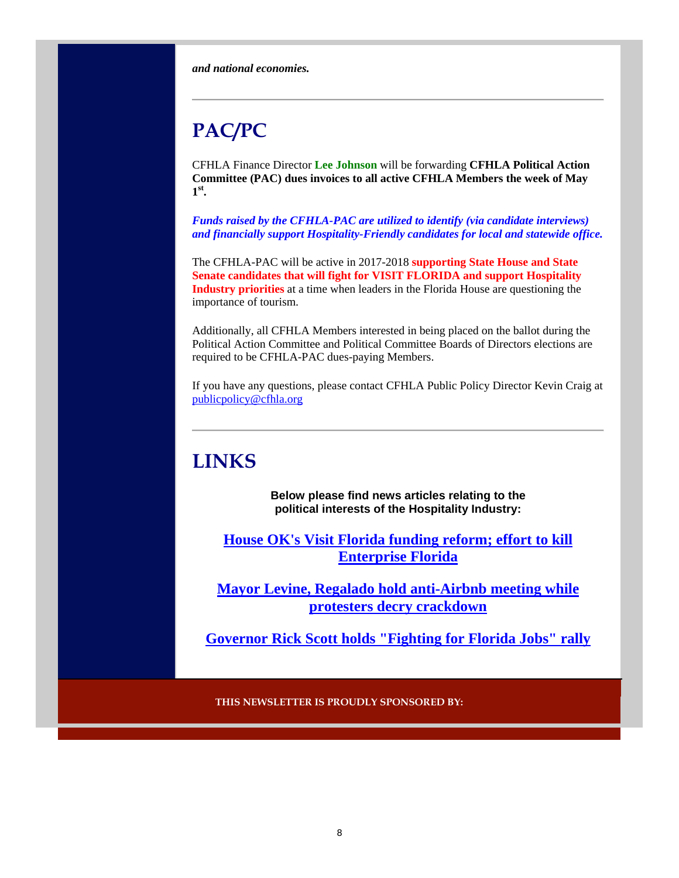***and national economies.***

---

## PAC/PC

CFHLA Finance Director **Lee Johnson** will be forwarding **CFHLA Political Action Committee (PAC) dues invoices to all active CFHLA Members the week of May 1st.**

***Funds raised by the CFHLA-PAC are utilized to identify (via candidate interviews) and financially support Hospitality-Friendly candidates for local and statewide office.***

The CFHLA-PAC will be active in 2017-2018 **supporting State House and State Senate candidates that will fight for VISIT FLORIDA and support Hospitality Industry priorities** at a time when leaders in the Florida House are questioning the importance of tourism.

Additionally, all CFHLA Members interested in being placed on the ballot during the Political Action Committee and Political Committee Boards of Directors elections are required to be CFHLA-PAC dues-paying Members.

If you have any questions, please contact CFHLA Public Policy Director Kevin Craig at publicpolicy@cfhla.org

---

## LINKS

**Below please find news articles relating to the political interests of the Hospitality Industry:**

**House OK's Visit Florida funding reform; effort to kill Enterprise Florida**

**Mayor Levine, Regalado hold anti-Airbnb meeting while protesters decry crackdown**

**Governor Rick Scott holds "Fighting for Florida Jobs" rally**

**THIS NEWSLETTER IS PROUDLY SPONSORED BY:**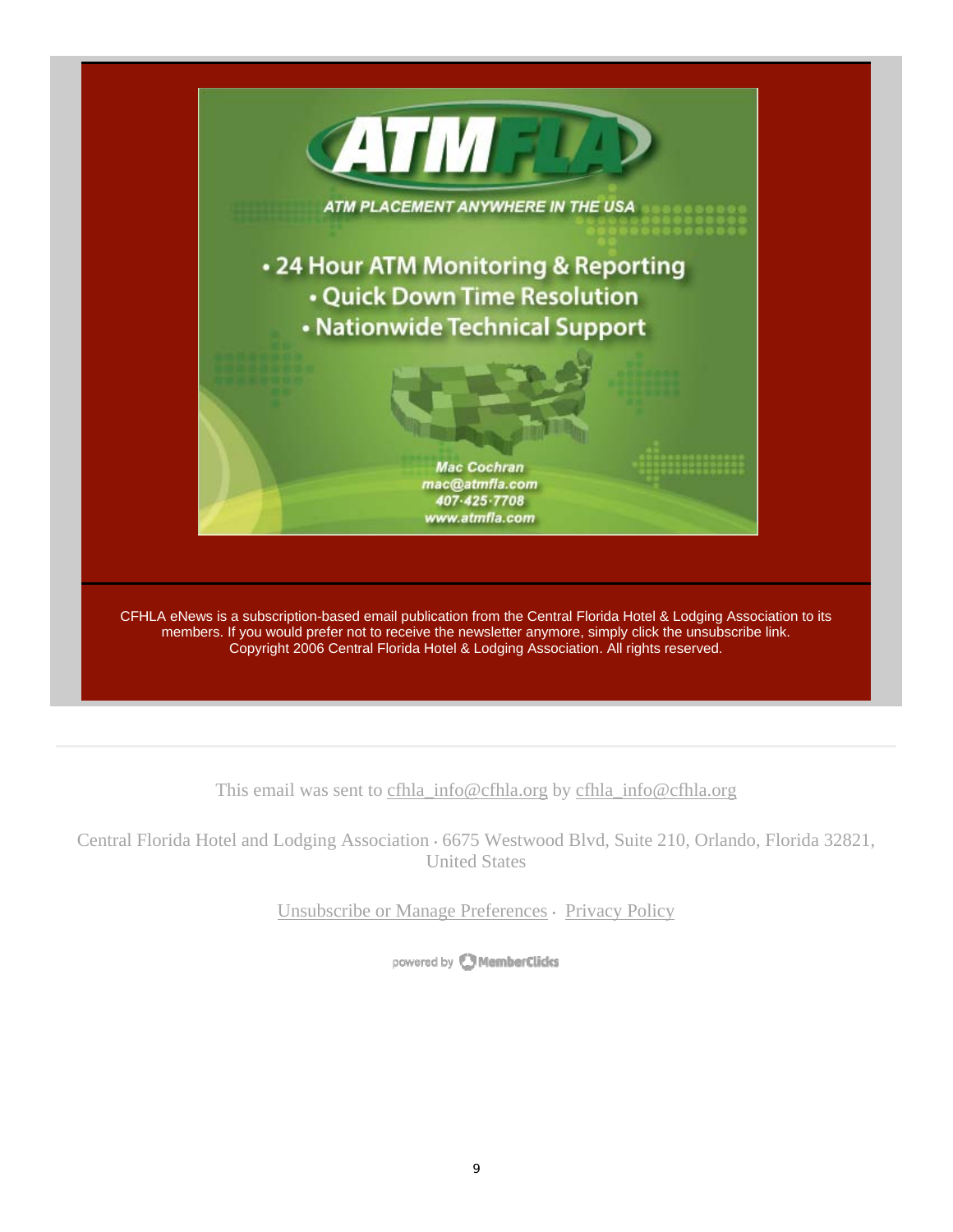ATMFLA

ATM PLACEMENT ANYWHERE IN THE USA

- 24 Hour ATM Monitoring & Reporting
- Quick Down Time Resolution
- Nationwide Technical Support

Mac Cochran
mac@atmfla.com
407·425·7708
www.atmfla.com

CFHLA eNews is a subscription-based email publication from the Central Florida Hotel & Lodging Association to its members. If you would prefer not to receive the newsletter anymore, simply click the unsubscribe link.
Copyright 2006 Central Florida Hotel & Lodging Association. All rights reserved.

This email was sent to cfhla_info@cfhla.org by cfhla_info@cfhla.org

Central Florida Hotel and Lodging Association · 6675 Westwood Blvd, Suite 210, Orlando, Florida 32821, United States

Unsubscribe or Manage Preferences · Privacy Policy

powered by MemberClicks